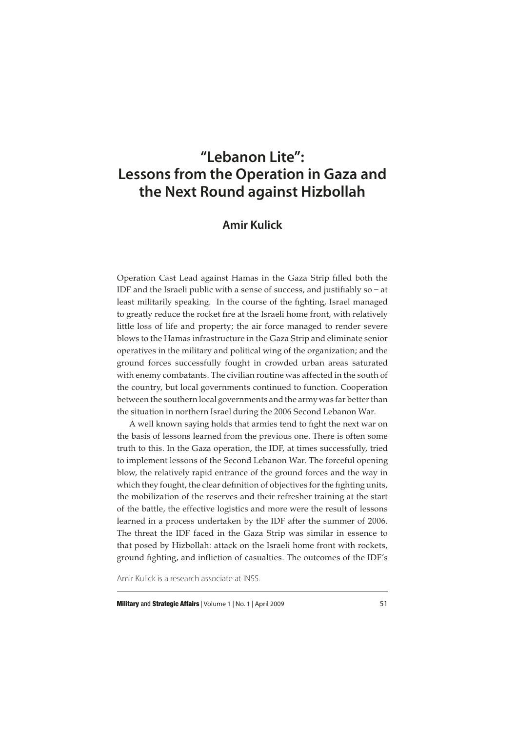# "Lebanon Lite": Lessons from the Operation in Gaza and the Next Round against Hizbollah

## Amir Kulick

Operation Cast Lead against Hamas in the Gaza Strip filled both the IDF and the Israeli public with a sense of success, and justifiably so – at least militarily speaking. In the course of the fighting, Israel managed to greatly reduce the rocket fire at the Israeli home front, with relatively little loss of life and property; the air force managed to render severe blows to the Hamas infrastructure in the Gaza Strip and eliminate senior operatives in the military and political wing of the organization; and the ground forces successfully fought in crowded urban areas saturated with enemy combatants. The civilian routine was affected in the south of the country, but local governments continued to function. Cooperation between the southern local governments and the army was far better than the situation in northern Israel during the 2006 Second Lebanon War.

A well known saying holds that armies tend to fight the next war on the basis of lessons learned from the previous one. There is often some truth to this. In the Gaza operation, the IDF, at times successfully, tried to implement lessons of the Second Lebanon War. The forceful opening blow, the relatively rapid entrance of the ground forces and the way in which they fought, the clear definition of objectives for the fighting units, the mobilization of the reserves and their refresher training at the start of the battle, the effective logistics and more were the result of lessons learned in a process undertaken by the IDF after the summer of 2006. The threat the IDF faced in the Gaza Strip was similar in essence to that posed by Hizbollah: attack on the Israeli home front with rockets, ground fighting, and infliction of casualties. The outcomes of the IDF's

Amir Kulick is a research associate at INSS.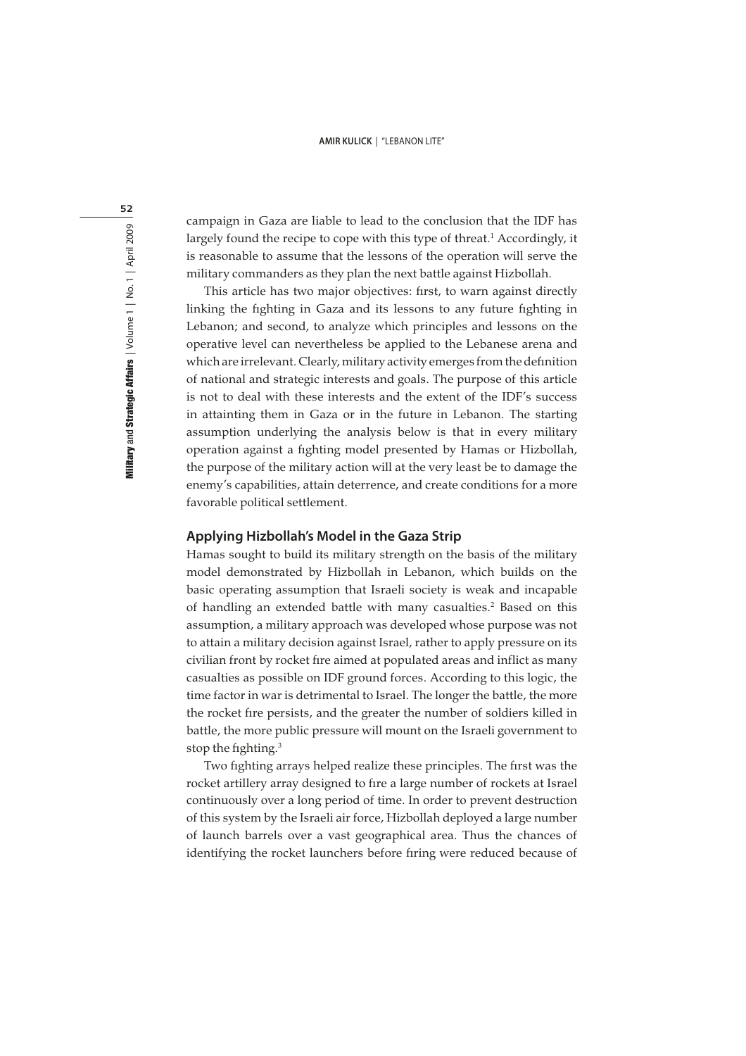campaign in Gaza are liable to lead to the conclusion that the IDF has largely found the recipe to cope with this type of threat.[1] Accordingly, it is reasonable to assume that the lessons of the operation will serve the military commanders as they plan the next battle against Hizbollah.

This article has two major objectives: first, to warn against directly linking the fighting in Gaza and its lessons to any future fighting in Lebanon; and second, to analyze which principles and lessons on the operative level can nevertheless be applied to the Lebanese arena and which are irrelevant. Clearly, military activity emerges from the definition of national and strategic interests and goals. The purpose of this article is not to deal with these interests and the extent of the IDF's success in attainting them in Gaza or in the future in Lebanon. The starting assumption underlying the analysis below is that in every military operation against a fighting model presented by Hamas or Hizbollah, the purpose of the military action will at the very least be to damage the enemy's capabilities, attain deterrence, and create conditions for a more favorable political settlement.

## Applying Hizbollah's Model in the Gaza Strip

Hamas sought to build its military strength on the basis of the military model demonstrated by Hizbollah in Lebanon, which builds on the basic operating assumption that Israeli society is weak and incapable of handling an extended battle with many casualties.[2] Based on this assumption, a military approach was developed whose purpose was not to attain a military decision against Israel, rather to apply pressure on its civilian front by rocket fire aimed at populated areas and inflict as many casualties as possible on IDF ground forces. According to this logic, the time factor in war is detrimental to Israel. The longer the battle, the more the rocket fire persists, and the greater the number of soldiers killed in battle, the more public pressure will mount on the Israeli government to stop the fighting.[3]

Two fighting arrays helped realize these principles. The first was the rocket artillery array designed to fire a large number of rockets at Israel continuously over a long period of time. In order to prevent destruction of this system by the Israeli air force, Hizbollah deployed a large number of launch barrels over a vast geographical area. Thus the chances of identifying the rocket launchers before firing were reduced because of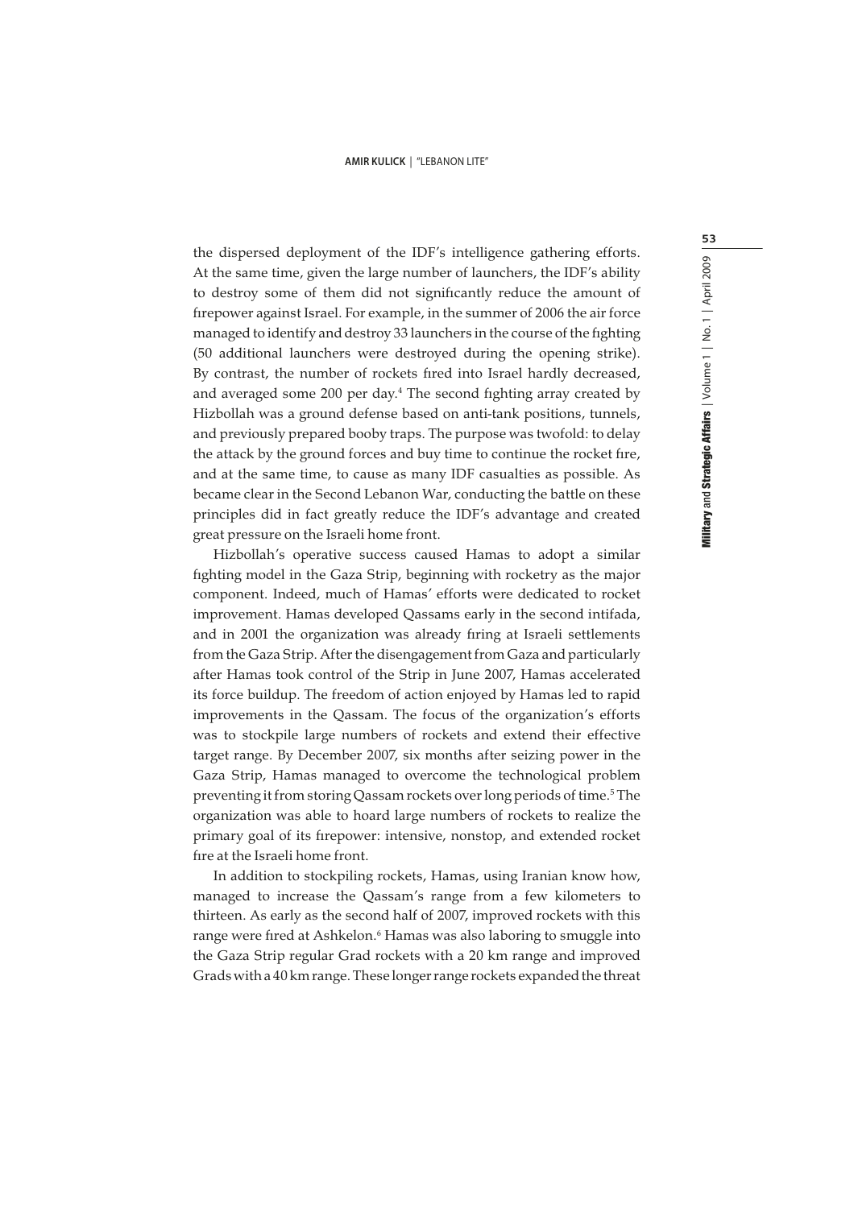the dispersed deployment of the IDF's intelligence gathering efforts. At the same time, given the large number of launchers, the IDF's ability to destroy some of them did not significantly reduce the amount of firepower against Israel. For example, in the summer of 2006 the air force managed to identify and destroy 33 launchers in the course of the fighting (50 additional launchers were destroyed during the opening strike). By contrast, the number of rockets fired into Israel hardly decreased, and averaged some 200 per day.[4] The second fighting array created by Hizbollah was a ground defense based on anti-tank positions, tunnels, and previously prepared booby traps. The purpose was twofold: to delay the attack by the ground forces and buy time to continue the rocket fire, and at the same time, to cause as many IDF casualties as possible. As became clear in the Second Lebanon War, conducting the battle on these principles did in fact greatly reduce the IDF's advantage and created great pressure on the Israeli home front.

Hizbollah's operative success caused Hamas to adopt a similar fighting model in the Gaza Strip, beginning with rocketry as the major component. Indeed, much of Hamas' efforts were dedicated to rocket improvement. Hamas developed Qassams early in the second intifada, and in 2001 the organization was already firing at Israeli settlements from the Gaza Strip. After the disengagement from Gaza and particularly after Hamas took control of the Strip in June 2007, Hamas accelerated its force buildup. The freedom of action enjoyed by Hamas led to rapid improvements in the Qassam. The focus of the organization's efforts was to stockpile large numbers of rockets and extend their effective target range. By December 2007, six months after seizing power in the Gaza Strip, Hamas managed to overcome the technological problem preventing it from storing Qassam rockets over long periods of time.[5] The organization was able to hoard large numbers of rockets to realize the primary goal of its firepower: intensive, nonstop, and extended rocket fire at the Israeli home front.

In addition to stockpiling rockets, Hamas, using Iranian know how, managed to increase the Qassam's range from a few kilometers to thirteen. As early as the second half of 2007, improved rockets with this range were fired at Ashkelon.[6] Hamas was also laboring to smuggle into the Gaza Strip regular Grad rockets with a 20 km range and improved Grads with a 40 km range. These longer range rockets expanded the threat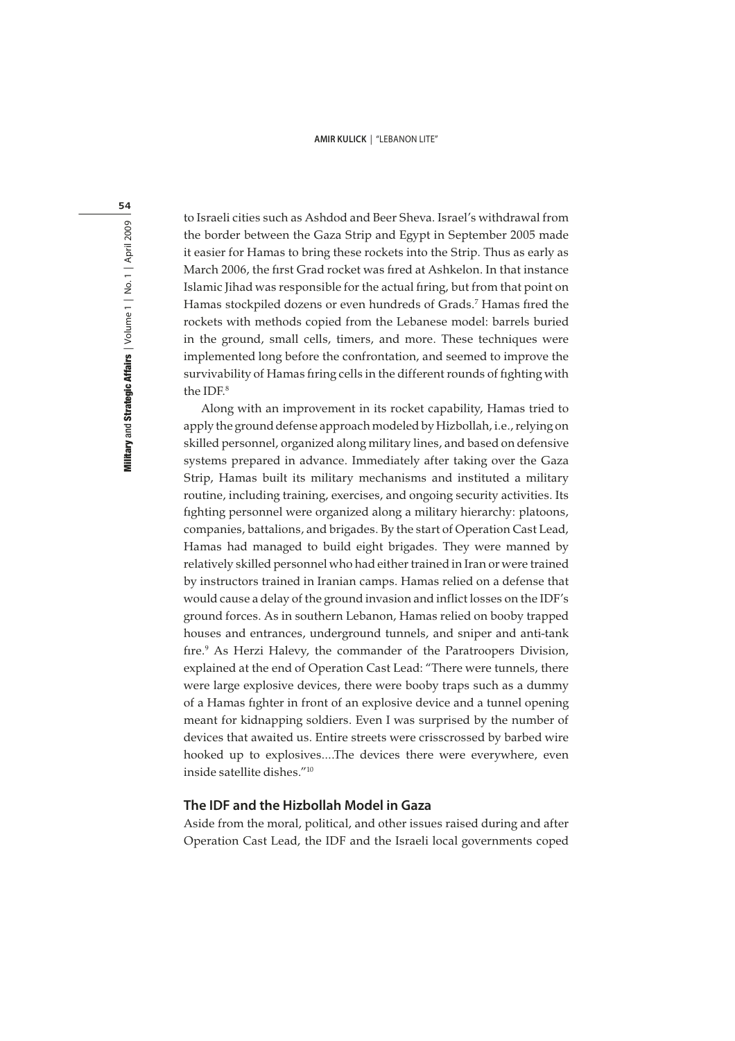to Israeli cities such as Ashdod and Beer Sheva. Israel's withdrawal from the border between the Gaza Strip and Egypt in September 2005 made it easier for Hamas to bring these rockets into the Strip. Thus as early as March 2006, the first Grad rocket was fired at Ashkelon. In that instance Islamic Jihad was responsible for the actual firing, but from that point on Hamas stockpiled dozens or even hundreds of Grads.[7] Hamas fired the rockets with methods copied from the Lebanese model: barrels buried in the ground, small cells, timers, and more. These techniques were implemented long before the confrontation, and seemed to improve the survivability of Hamas firing cells in the different rounds of fighting with the IDF.[8]

Along with an improvement in its rocket capability, Hamas tried to apply the ground defense approach modeled by Hizbollah, i.e., relying on skilled personnel, organized along military lines, and based on defensive systems prepared in advance. Immediately after taking over the Gaza Strip, Hamas built its military mechanisms and instituted a military routine, including training, exercises, and ongoing security activities. Its fighting personnel were organized along a military hierarchy: platoons, companies, battalions, and brigades. By the start of Operation Cast Lead, Hamas had managed to build eight brigades. They were manned by relatively skilled personnel who had either trained in Iran or were trained by instructors trained in Iranian camps. Hamas relied on a defense that would cause a delay of the ground invasion and inflict losses on the IDF's ground forces. As in southern Lebanon, Hamas relied on booby trapped houses and entrances, underground tunnels, and sniper and anti-tank fire.[9] As Herzi Halevy, the commander of the Paratroopers Division, explained at the end of Operation Cast Lead: "There were tunnels, there were large explosive devices, there were booby traps such as a dummy of a Hamas fighter in front of an explosive device and a tunnel opening meant for kidnapping soldiers. Even I was surprised by the number of devices that awaited us. Entire streets were crisscrossed by barbed wire hooked up to explosives....The devices there were everywhere, even inside satellite dishes."[10]

## The IDF and the Hizbollah Model in Gaza

Aside from the moral, political, and other issues raised during and after Operation Cast Lead, the IDF and the Israeli local governments coped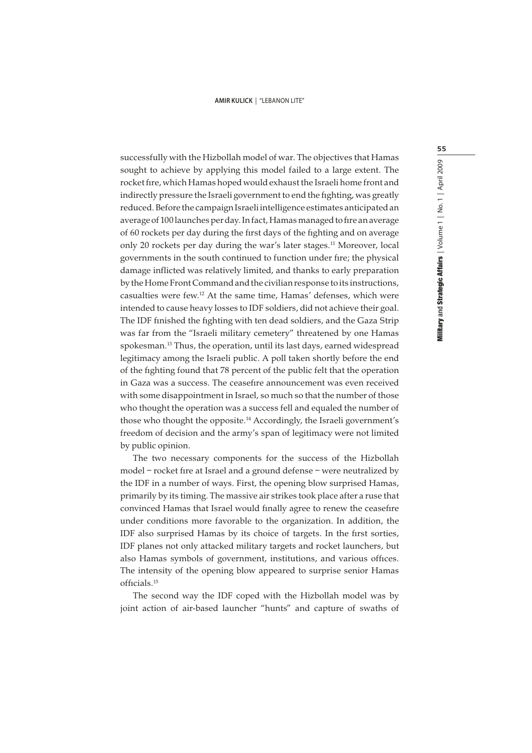successfully with the Hizbollah model of war. The objectives that Hamas sought to achieve by applying this model failed to a large extent. The rocket fire, which Hamas hoped would exhaust the Israeli home front and indirectly pressure the Israeli government to end the fighting, was greatly reduced. Before the campaign Israeli intelligence estimates anticipated an average of 100 launches per day. In fact, Hamas managed to fire an average of 60 rockets per day during the first days of the fighting and on average only 20 rockets per day during the war's later stages.[11] Moreover, local governments in the south continued to function under fire; the physical damage inflicted was relatively limited, and thanks to early preparation by the Home Front Command and the civilian response to its instructions, casualties were few.[12] At the same time, Hamas' defenses, which were intended to cause heavy losses to IDF soldiers, did not achieve their goal. The IDF finished the fighting with ten dead soldiers, and the Gaza Strip was far from the "Israeli military cemetery" threatened by one Hamas spokesman.[13] Thus, the operation, until its last days, earned widespread legitimacy among the Israeli public. A poll taken shortly before the end of the fighting found that 78 percent of the public felt that the operation in Gaza was a success. The ceasefire announcement was even received with some disappointment in Israel, so much so that the number of those who thought the operation was a success fell and equaled the number of those who thought the opposite.[14] Accordingly, the Israeli government's freedom of decision and the army's span of legitimacy were not limited by public opinion.

The two necessary components for the success of the Hizbollah model – rocket fire at Israel and a ground defense – were neutralized by the IDF in a number of ways. First, the opening blow surprised Hamas, primarily by its timing. The massive air strikes took place after a ruse that convinced Hamas that Israel would finally agree to renew the ceasefire under conditions more favorable to the organization. In addition, the IDF also surprised Hamas by its choice of targets. In the first sorties, IDF planes not only attacked military targets and rocket launchers, but also Hamas symbols of government, institutions, and various offices. The intensity of the opening blow appeared to surprise senior Hamas officials.[15]

The second way the IDF coped with the Hizbollah model was by joint action of air-based launcher "hunts" and capture of swaths of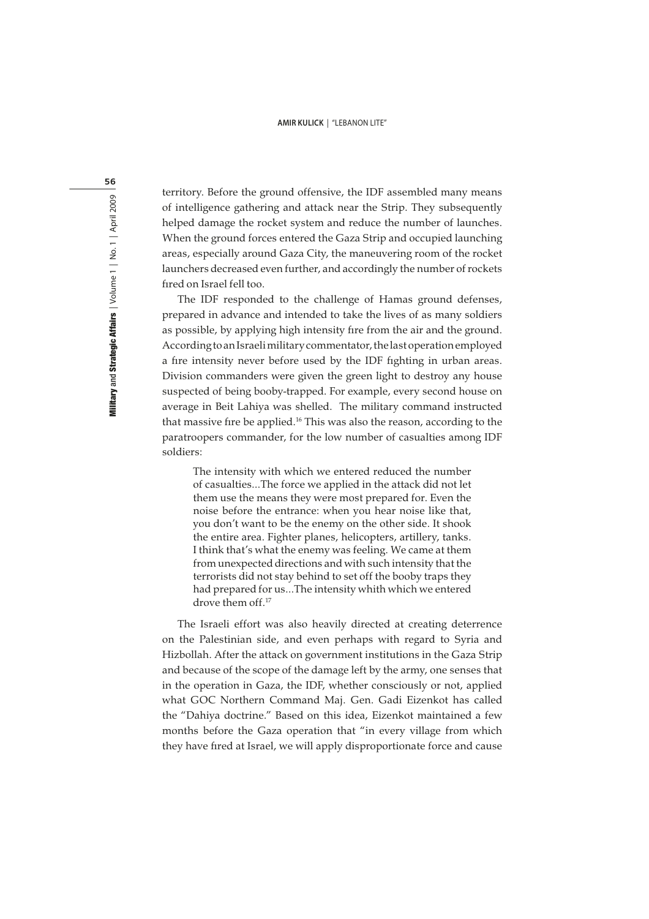territory. Before the ground offensive, the IDF assembled many means of intelligence gathering and attack near the Strip. They subsequently helped damage the rocket system and reduce the number of launches. When the ground forces entered the Gaza Strip and occupied launching areas, especially around Gaza City, the maneuvering room of the rocket launchers decreased even further, and accordingly the number of rockets fired on Israel fell too.

The IDF responded to the challenge of Hamas ground defenses, prepared in advance and intended to take the lives of as many soldiers as possible, by applying high intensity fire from the air and the ground. According to an Israeli military commentator, the last operation employed a fire intensity never before used by the IDF fighting in urban areas. Division commanders were given the green light to destroy any house suspected of being booby-trapped. For example, every second house on average in Beit Lahiya was shelled. The military command instructed that massive fire be applied.[16] This was also the reason, according to the paratroopers commander, for the low number of casualties among IDF soldiers:

> The intensity with which we entered reduced the number of casualties...The force we applied in the attack did not let them use the means they were most prepared for. Even the noise before the entrance: when you hear noise like that, you don't want to be the enemy on the other side. It shook the entire area. Fighter planes, helicopters, artillery, tanks. I think that's what the enemy was feeling. We came at them from unexpected directions and with such intensity that the terrorists did not stay behind to set off the booby traps they had prepared for us...The intensity whith which we entered drove them off.[17]

The Israeli effort was also heavily directed at creating deterrence on the Palestinian side, and even perhaps with regard to Syria and Hizbollah. After the attack on government institutions in the Gaza Strip and because of the scope of the damage left by the army, one senses that in the operation in Gaza, the IDF, whether consciously or not, applied what GOC Northern Command Maj. Gen. Gadi Eizenkot has called the "Dahiya doctrine." Based on this idea, Eizenkot maintained a few months before the Gaza operation that "in every village from which they have fired at Israel, we will apply disproportionate force and cause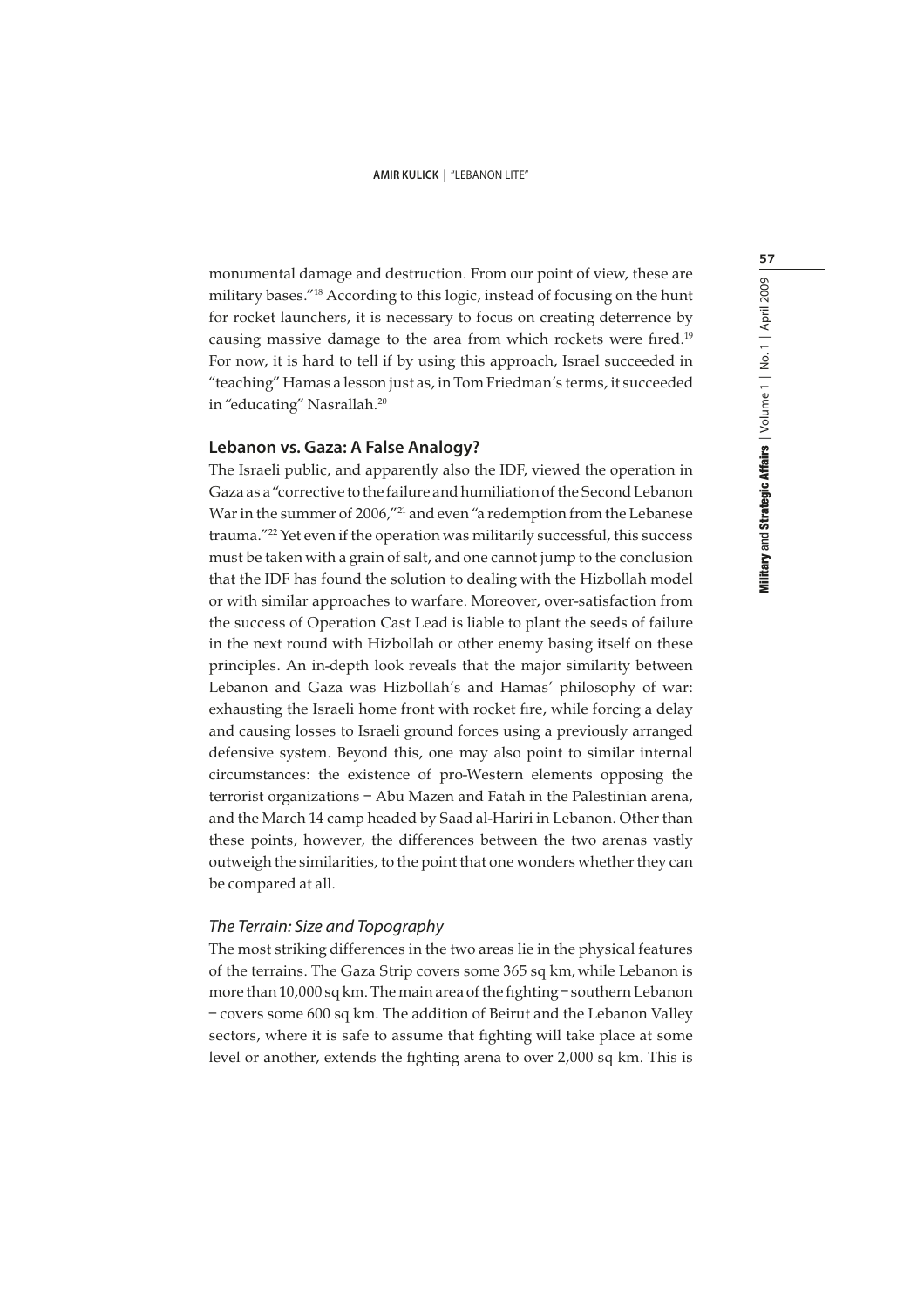monumental damage and destruction. From our point of view, these are military bases."[18] According to this logic, instead of focusing on the hunt for rocket launchers, it is necessary to focus on creating deterrence by causing massive damage to the area from which rockets were fired.[19] For now, it is hard to tell if by using this approach, Israel succeeded in "teaching" Hamas a lesson just as, in Tom Friedman's terms, it succeeded in "educating" Nasrallah.[20]

## Lebanon vs. Gaza: A False Analogy?

The Israeli public, and apparently also the IDF, viewed the operation in Gaza as a "corrective to the failure and humiliation of the Second Lebanon War in the summer of 2006,"[21] and even "a redemption from the Lebanese trauma."[22] Yet even if the operation was militarily successful, this success must be taken with a grain of salt, and one cannot jump to the conclusion that the IDF has found the solution to dealing with the Hizbollah model or with similar approaches to warfare. Moreover, over-satisfaction from the success of Operation Cast Lead is liable to plant the seeds of failure in the next round with Hizbollah or other enemy basing itself on these principles. An in-depth look reveals that the major similarity between Lebanon and Gaza was Hizbollah's and Hamas' philosophy of war: exhausting the Israeli home front with rocket fire, while forcing a delay and causing losses to Israeli ground forces using a previously arranged defensive system. Beyond this, one may also point to similar internal circumstances: the existence of pro-Western elements opposing the terrorist organizations – Abu Mazen and Fatah in the Palestinian arena, and the March 14 camp headed by Saad al-Hariri in Lebanon. Other than these points, however, the differences between the two arenas vastly outweigh the similarities, to the point that one wonders whether they can be compared at all.

### *The Terrain: Size and Topography*

The most striking differences in the two areas lie in the physical features of the terrains. The Gaza Strip covers some 365 sq km, while Lebanon is more than 10,000 sq km. The main area of the fighting – southern Lebanon – covers some 600 sq km. The addition of Beirut and the Lebanon Valley sectors, where it is safe to assume that fighting will take place at some level or another, extends the fighting arena to over 2,000 sq km. This is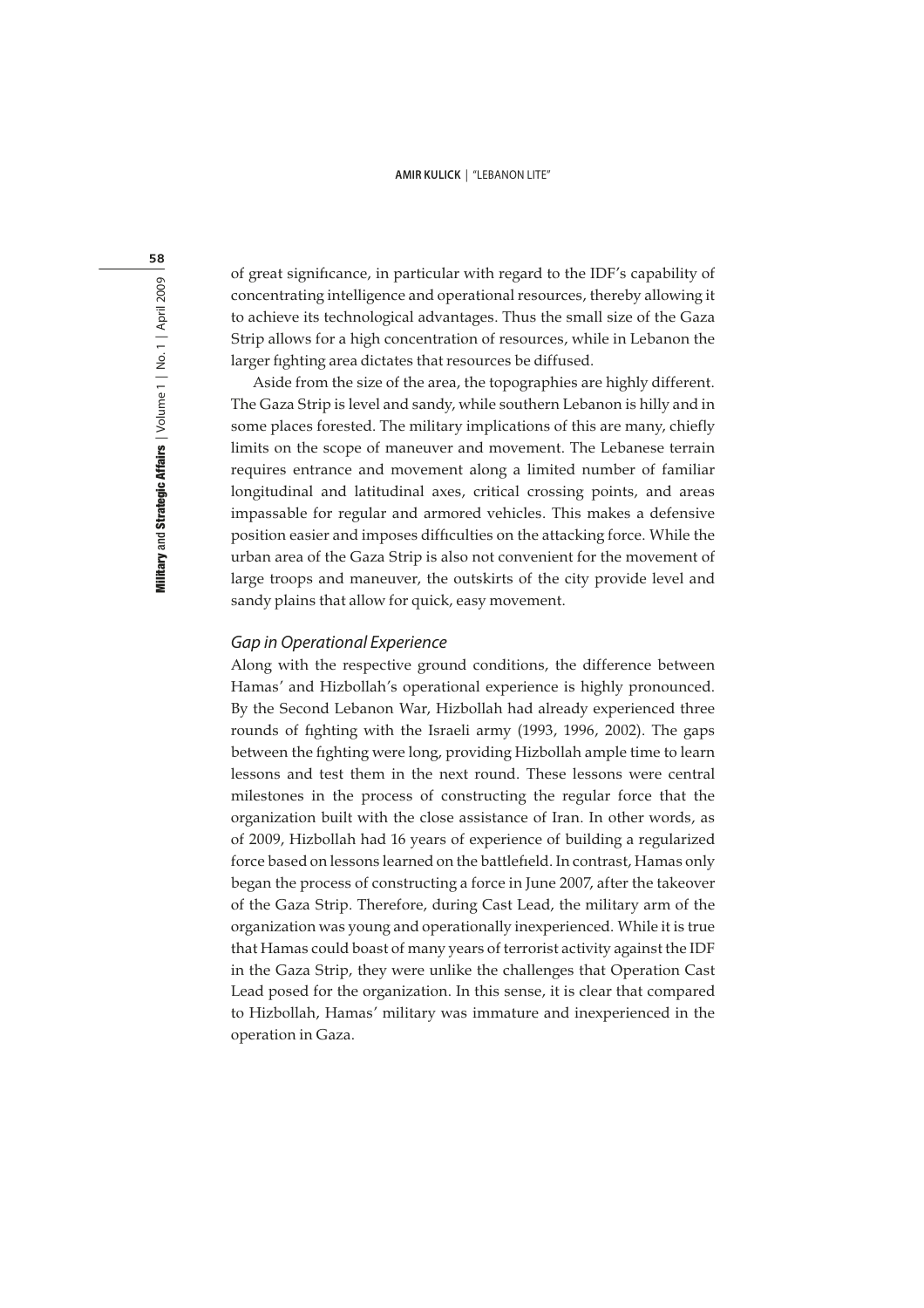of great significance, in particular with regard to the IDF's capability of concentrating intelligence and operational resources, thereby allowing it to achieve its technological advantages. Thus the small size of the Gaza Strip allows for a high concentration of resources, while in Lebanon the larger fighting area dictates that resources be diffused.

Aside from the size of the area, the topographies are highly different. The Gaza Strip is level and sandy, while southern Lebanon is hilly and in some places forested. The military implications of this are many, chiefly limits on the scope of maneuver and movement. The Lebanese terrain requires entrance and movement along a limited number of familiar longitudinal and latitudinal axes, critical crossing points, and areas impassable for regular and armored vehicles. This makes a defensive position easier and imposes difficulties on the attacking force. While the urban area of the Gaza Strip is also not convenient for the movement of large troops and maneuver, the outskirts of the city provide level and sandy plains that allow for quick, easy movement.

### *Gap in Operational Experience*

Along with the respective ground conditions, the difference between Hamas' and Hizbollah's operational experience is highly pronounced. By the Second Lebanon War, Hizbollah had already experienced three rounds of fighting with the Israeli army (1993, 1996, 2002). The gaps between the fighting were long, providing Hizbollah ample time to learn lessons and test them in the next round. These lessons were central milestones in the process of constructing the regular force that the organization built with the close assistance of Iran. In other words, as of 2009, Hizbollah had 16 years of experience of building a regularized force based on lessons learned on the battlefield. In contrast, Hamas only began the process of constructing a force in June 2007, after the takeover of the Gaza Strip. Therefore, during Cast Lead, the military arm of the organization was young and operationally inexperienced. While it is true that Hamas could boast of many years of terrorist activity against the IDF in the Gaza Strip, they were unlike the challenges that Operation Cast Lead posed for the organization. In this sense, it is clear that compared to Hizbollah, Hamas' military was immature and inexperienced in the operation in Gaza.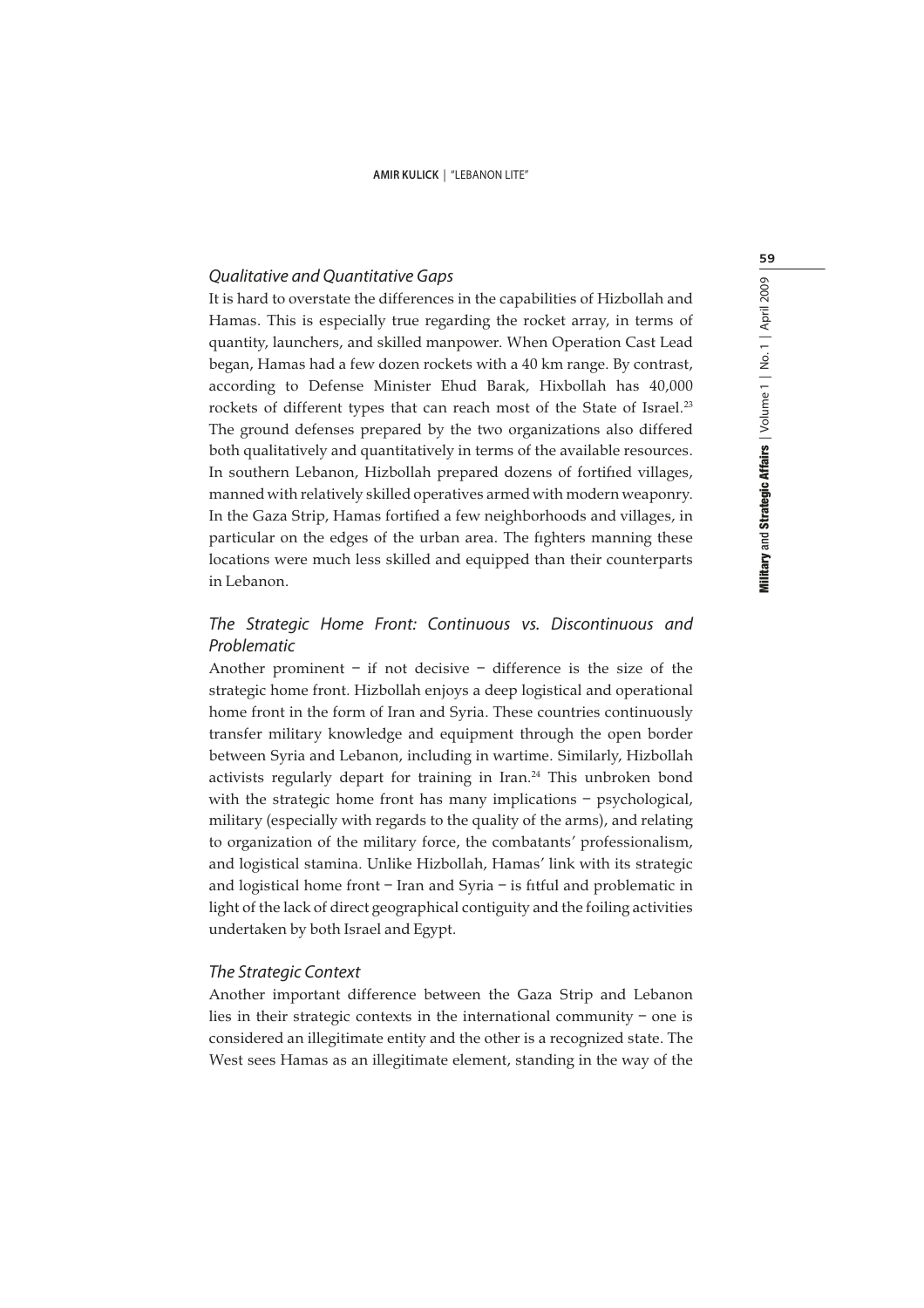### *Qualitative and Quantitative Gaps*

It is hard to overstate the differences in the capabilities of Hizbollah and Hamas. This is especially true regarding the rocket array, in terms of quantity, launchers, and skilled manpower. When Operation Cast Lead began, Hamas had a few dozen rockets with a 40 km range. By contrast, according to Defense Minister Ehud Barak, Hixbollah has 40,000 rockets of different types that can reach most of the State of Israel.[23] The ground defenses prepared by the two organizations also differed both qualitatively and quantitatively in terms of the available resources. In southern Lebanon, Hizbollah prepared dozens of fortified villages, manned with relatively skilled operatives armed with modern weaponry. In the Gaza Strip, Hamas fortified a few neighborhoods and villages, in particular on the edges of the urban area. The fighters manning these locations were much less skilled and equipped than their counterparts in Lebanon.

### *The Strategic Home Front: Continuous vs. Discontinuous and Problematic*

Another prominent – if not decisive – difference is the size of the strategic home front. Hizbollah enjoys a deep logistical and operational home front in the form of Iran and Syria. These countries continuously transfer military knowledge and equipment through the open border between Syria and Lebanon, including in wartime. Similarly, Hizbollah activists regularly depart for training in Iran.[24] This unbroken bond with the strategic home front has many implications – psychological, military (especially with regards to the quality of the arms), and relating to organization of the military force, the combatants' professionalism, and logistical stamina. Unlike Hizbollah, Hamas' link with its strategic and logistical home front – Iran and Syria – is fitful and problematic in light of the lack of direct geographical contiguity and the foiling activities undertaken by both Israel and Egypt.

### *The Strategic Context*

Another important difference between the Gaza Strip and Lebanon lies in their strategic contexts in the international community – one is considered an illegitimate entity and the other is a recognized state. The West sees Hamas as an illegitimate element, standing in the way of the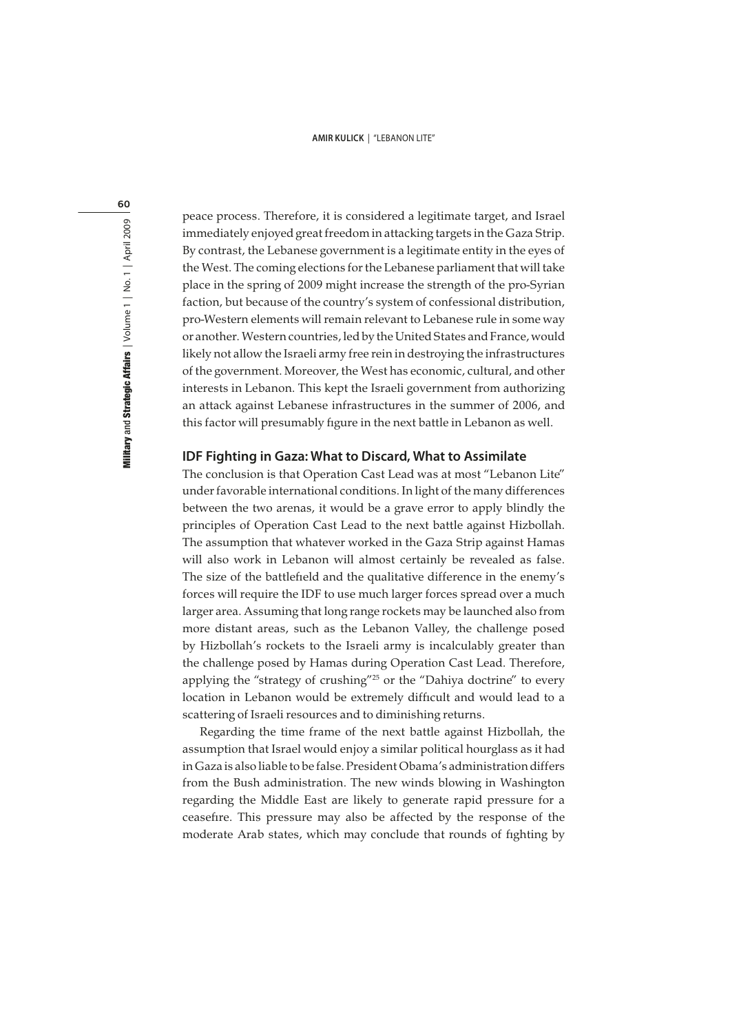peace process. Therefore, it is considered a legitimate target, and Israel immediately enjoyed great freedom in attacking targets in the Gaza Strip. By contrast, the Lebanese government is a legitimate entity in the eyes of the West. The coming elections for the Lebanese parliament that will take place in the spring of 2009 might increase the strength of the pro-Syrian faction, but because of the country's system of confessional distribution, pro-Western elements will remain relevant to Lebanese rule in some way or another. Western countries, led by the United States and France, would likely not allow the Israeli army free rein in destroying the infrastructures of the government. Moreover, the West has economic, cultural, and other interests in Lebanon. This kept the Israeli government from authorizing an attack against Lebanese infrastructures in the summer of 2006, and this factor will presumably figure in the next battle in Lebanon as well.

## IDF Fighting in Gaza: What to Discard, What to Assimilate

The conclusion is that Operation Cast Lead was at most "Lebanon Lite" under favorable international conditions. In light of the many differences between the two arenas, it would be a grave error to apply blindly the principles of Operation Cast Lead to the next battle against Hizbollah. The assumption that whatever worked in the Gaza Strip against Hamas will also work in Lebanon will almost certainly be revealed as false. The size of the battlefield and the qualitative difference in the enemy's forces will require the IDF to use much larger forces spread over a much larger area. Assuming that long range rockets may be launched also from more distant areas, such as the Lebanon Valley, the challenge posed by Hizbollah's rockets to the Israeli army is incalculably greater than the challenge posed by Hamas during Operation Cast Lead. Therefore, applying the "strategy of crushing"[25] or the "Dahiya doctrine" to every location in Lebanon would be extremely difficult and would lead to a scattering of Israeli resources and to diminishing returns.

Regarding the time frame of the next battle against Hizbollah, the assumption that Israel would enjoy a similar political hourglass as it had in Gaza is also liable to be false. President Obama's administration differs from the Bush administration. The new winds blowing in Washington regarding the Middle East are likely to generate rapid pressure for a ceasefire. This pressure may also be affected by the response of the moderate Arab states, which may conclude that rounds of fighting by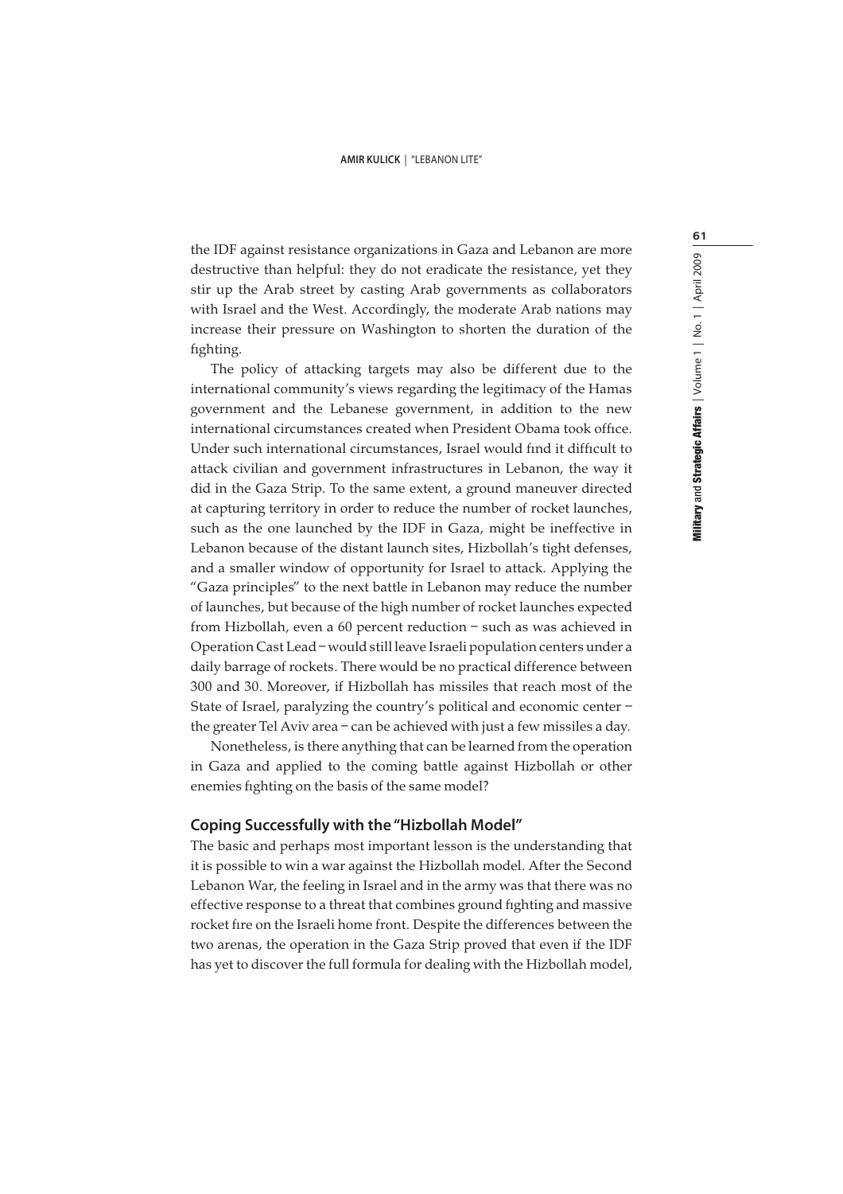the IDF against resistance organizations in Gaza and Lebanon are more destructive than helpful: they do not eradicate the resistance, yet they stir up the Arab street by casting Arab governments as collaborators with Israel and the West. Accordingly, the moderate Arab nations may increase their pressure on Washington to shorten the duration of the fighting.

The policy of attacking targets may also be different due to the international community's views regarding the legitimacy of the Hamas government and the Lebanese government, in addition to the new international circumstances created when President Obama took office. Under such international circumstances, Israel would find it difficult to attack civilian and government infrastructures in Lebanon, the way it did in the Gaza Strip. To the same extent, a ground maneuver directed at capturing territory in order to reduce the number of rocket launches, such as the one launched by the IDF in Gaza, might be ineffective in Lebanon because of the distant launch sites, Hizbollah's tight defenses, and a smaller window of opportunity for Israel to attack. Applying the "Gaza principles" to the next battle in Lebanon may reduce the number of launches, but because of the high number of rocket launches expected from Hizbollah, even a 60 percent reduction – such as was achieved in Operation Cast Lead – would still leave Israeli population centers under a daily barrage of rockets. There would be no practical difference between 300 and 30. Moreover, if Hizbollah has missiles that reach most of the State of Israel, paralyzing the country's political and economic center – the greater Tel Aviv area – can be achieved with just a few missiles a day.

Nonetheless, is there anything that can be learned from the operation in Gaza and applied to the coming battle against Hizbollah or other enemies fighting on the basis of the same model?

## Coping Successfully with the "Hizbollah Model"

The basic and perhaps most important lesson is the understanding that it is possible to win a war against the Hizbollah model. After the Second Lebanon War, the feeling in Israel and in the army was that there was no effective response to a threat that combines ground fighting and massive rocket fire on the Israeli home front. Despite the differences between the two arenas, the operation in the Gaza Strip proved that even if the IDF has yet to discover the full formula for dealing with the Hizbollah model,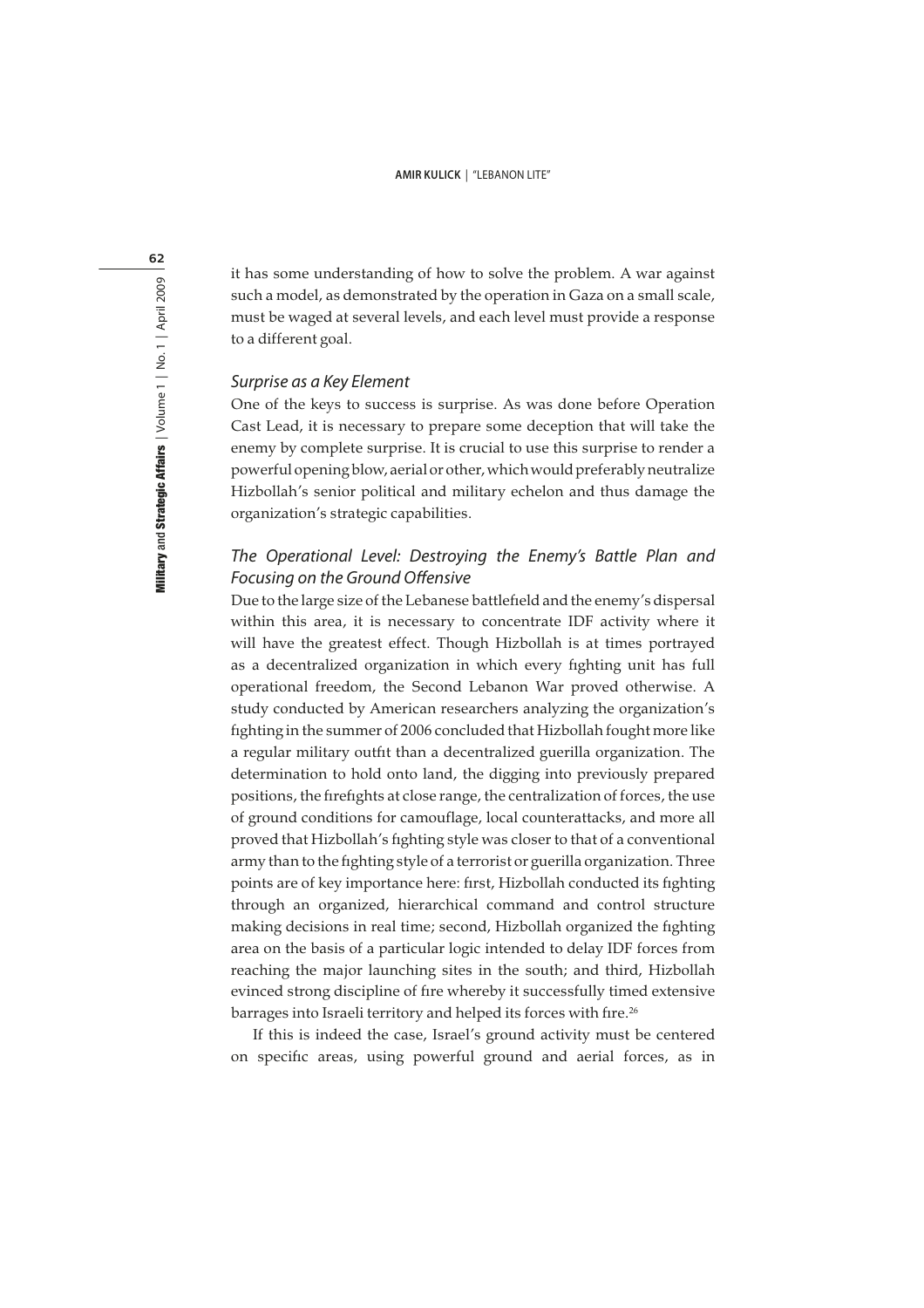it has some understanding of how to solve the problem. A war against such a model, as demonstrated by the operation in Gaza on a small scale, must be waged at several levels, and each level must provide a response to a different goal.

### *Surprise as a Key Element*

One of the keys to success is surprise. As was done before Operation Cast Lead, it is necessary to prepare some deception that will take the enemy by complete surprise. It is crucial to use this surprise to render a powerful opening blow, aerial or other, which would preferably neutralize Hizbollah's senior political and military echelon and thus damage the organization's strategic capabilities.

### *The Operational Level: Destroying the Enemy's Battle Plan and Focusing on the Ground Offensive*

Due to the large size of the Lebanese battlefield and the enemy's dispersal within this area, it is necessary to concentrate IDF activity where it will have the greatest effect. Though Hizbollah is at times portrayed as a decentralized organization in which every fighting unit has full operational freedom, the Second Lebanon War proved otherwise. A study conducted by American researchers analyzing the organization's fighting in the summer of 2006 concluded that Hizbollah fought more like a regular military outfit than a decentralized guerilla organization. The determination to hold onto land, the digging into previously prepared positions, the firefights at close range, the centralization of forces, the use of ground conditions for camouflage, local counterattacks, and more all proved that Hizbollah's fighting style was closer to that of a conventional army than to the fighting style of a terrorist or guerilla organization. Three points are of key importance here: first, Hizbollah conducted its fighting through an organized, hierarchical command and control structure making decisions in real time; second, Hizbollah organized the fighting area on the basis of a particular logic intended to delay IDF forces from reaching the major launching sites in the south; and third, Hizbollah evinced strong discipline of fire whereby it successfully timed extensive barrages into Israeli territory and helped its forces with fire.[26]

If this is indeed the case, Israel's ground activity must be centered on specific areas, using powerful ground and aerial forces, as in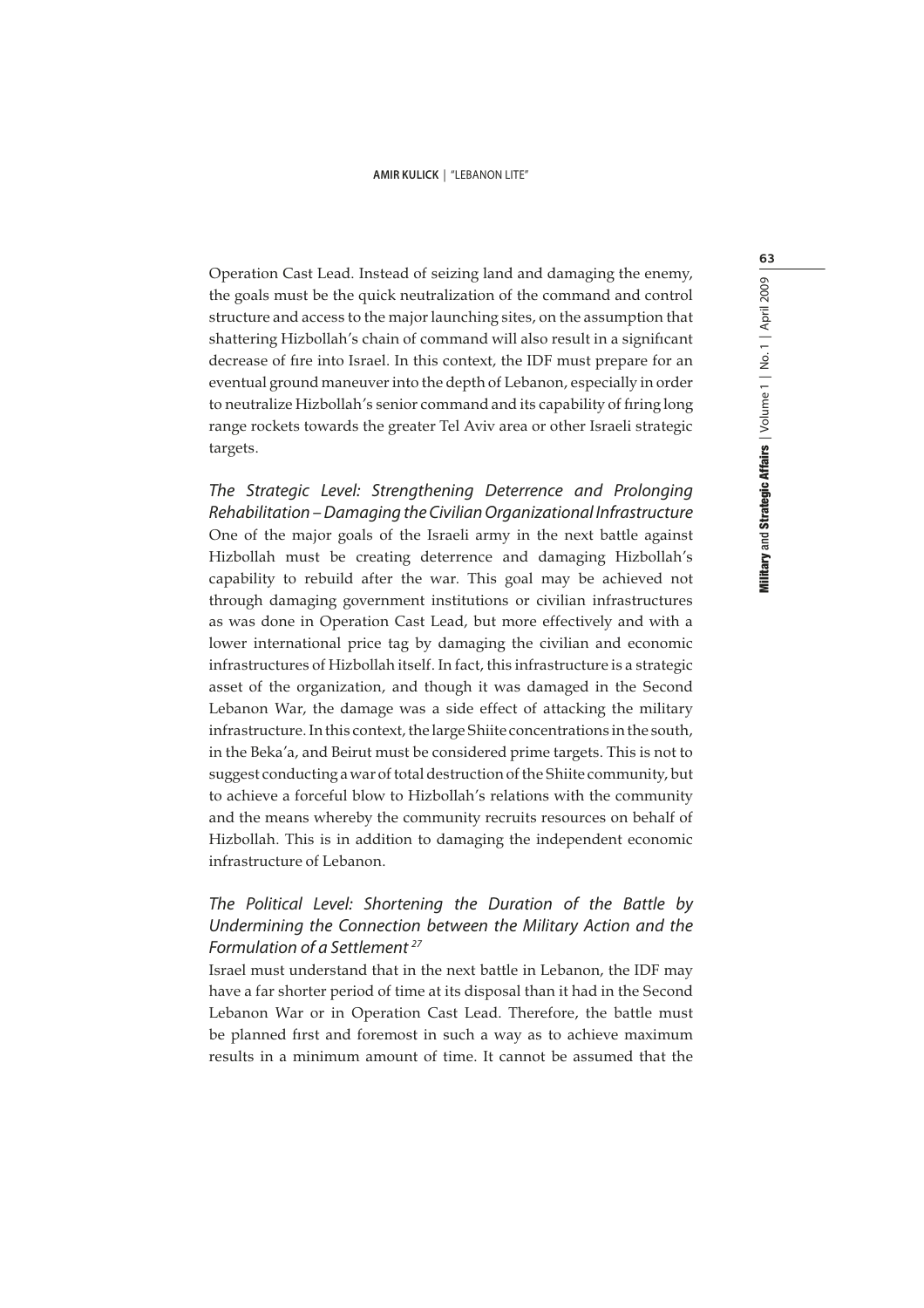Operation Cast Lead. Instead of seizing land and damaging the enemy, the goals must be the quick neutralization of the command and control structure and access to the major launching sites, on the assumption that shattering Hizbollah's chain of command will also result in a significant decrease of fire into Israel. In this context, the IDF must prepare for an eventual ground maneuver into the depth of Lebanon, especially in order to neutralize Hizbollah's senior command and its capability of firing long range rockets towards the greater Tel Aviv area or other Israeli strategic targets.

### *The Strategic Level: Strengthening Deterrence and Prolonging Rehabilitation – Damaging the Civilian Organizational Infrastructure*

One of the major goals of the Israeli army in the next battle against Hizbollah must be creating deterrence and damaging Hizbollah's capability to rebuild after the war. This goal may be achieved not through damaging government institutions or civilian infrastructures as was done in Operation Cast Lead, but more effectively and with a lower international price tag by damaging the civilian and economic infrastructures of Hizbollah itself. In fact, this infrastructure is a strategic asset of the organization, and though it was damaged in the Second Lebanon War, the damage was a side effect of attacking the military infrastructure. In this context, the large Shiite concentrations in the south, in the Beka'a, and Beirut must be considered prime targets. This is not to suggest conducting a war of total destruction of the Shiite community, but to achieve a forceful blow to Hizbollah's relations with the community and the means whereby the community recruits resources on behalf of Hizbollah. This is in addition to damaging the independent economic infrastructure of Lebanon.

### *The Political Level: Shortening the Duration of the Battle by Undermining the Connection between the Military Action and the Formulation of a Settlement* [27]

Israel must understand that in the next battle in Lebanon, the IDF may have a far shorter period of time at its disposal than it had in the Second Lebanon War or in Operation Cast Lead. Therefore, the battle must be planned first and foremost in such a way as to achieve maximum results in a minimum amount of time. It cannot be assumed that the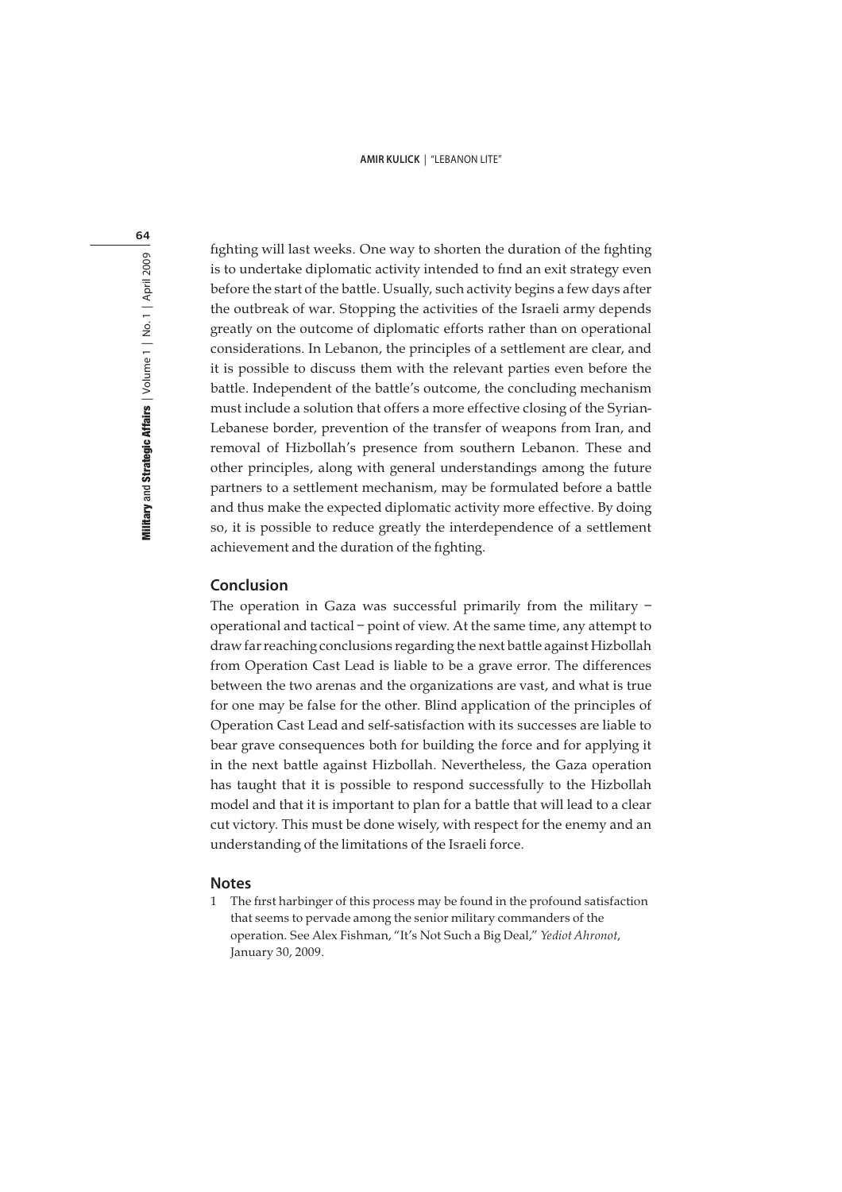fighting will last weeks. One way to shorten the duration of the fighting is to undertake diplomatic activity intended to find an exit strategy even before the start of the battle. Usually, such activity begins a few days after the outbreak of war. Stopping the activities of the Israeli army depends greatly on the outcome of diplomatic efforts rather than on operational considerations. In Lebanon, the principles of a settlement are clear, and it is possible to discuss them with the relevant parties even before the battle. Independent of the battle's outcome, the concluding mechanism must include a solution that offers a more effective closing of the Syrian-Lebanese border, prevention of the transfer of weapons from Iran, and removal of Hizbollah's presence from southern Lebanon. These and other principles, along with general understandings among the future partners to a settlement mechanism, may be formulated before a battle and thus make the expected diplomatic activity more effective. By doing so, it is possible to reduce greatly the interdependence of a settlement achievement and the duration of the fighting.

## Conclusion

The operation in Gaza was successful primarily from the military – operational and tactical – point of view. At the same time, any attempt to draw far reaching conclusions regarding the next battle against Hizbollah from Operation Cast Lead is liable to be a grave error. The differences between the two arenas and the organizations are vast, and what is true for one may be false for the other. Blind application of the principles of Operation Cast Lead and self-satisfaction with its successes are liable to bear grave consequences both for building the force and for applying it in the next battle against Hizbollah. Nevertheless, the Gaza operation has taught that it is possible to respond successfully to the Hizbollah model and that it is important to plan for a battle that will lead to a clear cut victory. This must be done wisely, with respect for the enemy and an understanding of the limitations of the Israeli force.

## Notes

1 The first harbinger of this process may be found in the profound satisfaction that seems to pervade among the senior military commanders of the operation. See Alex Fishman, "It's Not Such a Big Deal," *Yediot Ahronot*, January 30, 2009.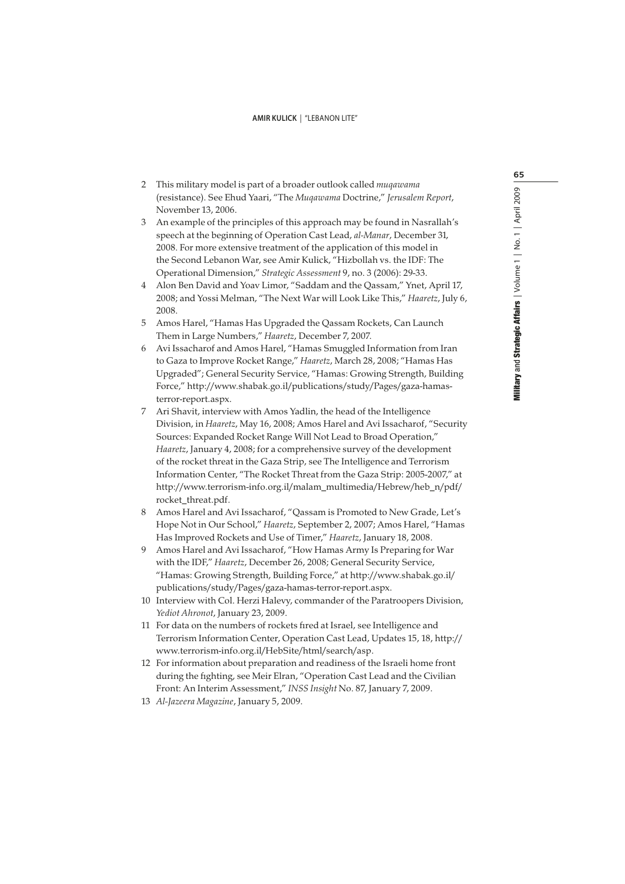2 This military model is part of a broader outlook called *muqawama* (resistance). See Ehud Yaari, "The *Muqawama* Doctrine," *Jerusalem Report*, November 13, 2006.

3 An example of the principles of this approach may be found in Nasrallah's speech at the beginning of Operation Cast Lead, *al-Manar*, December 31, 2008. For more extensive treatment of the application of this model in the Second Lebanon War, see Amir Kulick, "Hizbollah vs. the IDF: The Operational Dimension," *Strategic Assessment* 9, no. 3 (2006): 29-33.

4 Alon Ben David and Yoav Limor, "Saddam and the Qassam," Ynet, April 17, 2008; and Yossi Melman, "The Next War will Look Like This," *Haaretz*, July 6, 2008.

5 Amos Harel, "Hamas Has Upgraded the Qassam Rockets, Can Launch Them in Large Numbers," *Haaretz*, December 7, 2007.

6 Avi Issacharof and Amos Harel, "Hamas Smuggled Information from Iran to Gaza to Improve Rocket Range," *Haaretz*, March 28, 2008; "Hamas Has Upgraded"; General Security Service, "Hamas: Growing Strength, Building Force," http://www.shabak.go.il/publications/study/Pages/gaza-hamas-terror-report.aspx.

7 Ari Shavit, interview with Amos Yadlin, the head of the Intelligence Division, in *Haaretz*, May 16, 2008; Amos Harel and Avi Issacharof, "Security Sources: Expanded Rocket Range Will Not Lead to Broad Operation," *Haaretz*, January 4, 2008; for a comprehensive survey of the development of the rocket threat in the Gaza Strip, see The Intelligence and Terrorism Information Center, "The Rocket Threat from the Gaza Strip: 2005-2007," at http://www.terrorism-info.org.il/malam_multimedia/Hebrew/heb_n/pdf/rocket_threat.pdf.

8 Amos Harel and Avi Issacharof, "Qassam is Promoted to New Grade, Let's Hope Not in Our School," *Haaretz*, September 2, 2007; Amos Harel, "Hamas Has Improved Rockets and Use of Timer," *Haaretz*, January 18, 2008.

9 Amos Harel and Avi Issacharof, "How Hamas Army Is Preparing for War with the IDF," *Haaretz*, December 26, 2008; General Security Service, "Hamas: Growing Strength, Building Force," at http://www.shabak.go.il/publications/study/Pages/gaza-hamas-terror-report.aspx.

10 Interview with Col. Herzi Halevy, commander of the Paratroopers Division, *Yediot Ahronot*, January 23, 2009.

11 For data on the numbers of rockets fired at Israel, see Intelligence and Terrorism Information Center, Operation Cast Lead, Updates 15, 18, http://www.terrorism-info.org.il/HebSite/html/search/asp.

12 For information about preparation and readiness of the Israeli home front during the fighting, see Meir Elran, "Operation Cast Lead and the Civilian Front: An Interim Assessment," *INSS Insight* No. 87, January 7, 2009.

13 *Al-Jazeera Magazine*, January 5, 2009.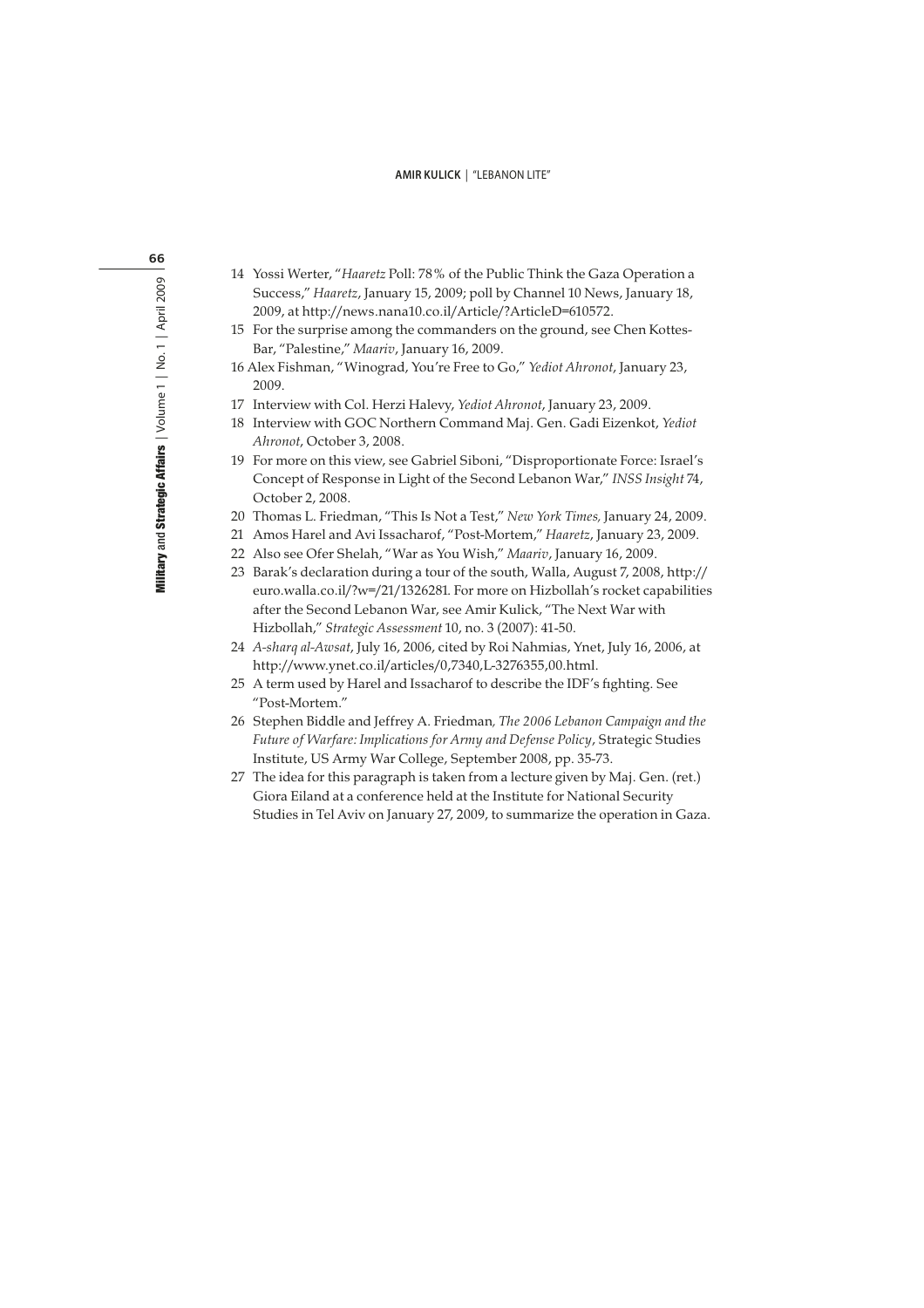14 Yossi Werter, "*Haaretz* Poll: 78% of the Public Think the Gaza Operation a Success," *Haaretz*, January 15, 2009; poll by Channel 10 News, January 18, 2009, at http://news.nana10.co.il/Article/?ArticleD=610572.

15 For the surprise among the commanders on the ground, see Chen Kottes-Bar, "Palestine," *Maariv*, January 16, 2009.

16 Alex Fishman, "Winograd, You're Free to Go," *Yediot Ahronot*, January 23, 2009.

17 Interview with Col. Herzi Halevy, *Yediot Ahronot*, January 23, 2009.

18 Interview with GOC Northern Command Maj. Gen. Gadi Eizenkot, *Yediot Ahronot*, October 3, 2008.

19 For more on this view, see Gabriel Siboni, "Disproportionate Force: Israel's Concept of Response in Light of the Second Lebanon War," *INSS Insight* 74, October 2, 2008.

20 Thomas L. Friedman, "This Is Not a Test," *New York Times,* January 24, 2009.

21 Amos Harel and Avi Issacharof, "Post-Mortem," *Haaretz*, January 23, 2009.

22 Also see Ofer Shelah, "War as You Wish," *Maariv*, January 16, 2009.

23 Barak's declaration during a tour of the south, Walla, August 7, 2008, http://euro.walla.co.il/?w=/21/1326281. For more on Hizbollah's rocket capabilities after the Second Lebanon War, see Amir Kulick, "The Next War with Hizbollah," *Strategic Assessment* 10, no. 3 (2007): 41-50.

24 *A-sharq al-Awsat*, July 16, 2006, cited by Roi Nahmias, Ynet, July 16, 2006, at http://www.ynet.co.il/articles/0,7340,L-3276355,00.html.

25 A term used by Harel and Issacharof to describe the IDF's fighting. See "Post-Mortem."

26 Stephen Biddle and Jeffrey A. Friedman*, The 2006 Lebanon Campaign and the Future of Warfare: Implications for Army and Defense Policy*, Strategic Studies Institute, US Army War College, September 2008, pp. 35-73.

27 The idea for this paragraph is taken from a lecture given by Maj. Gen. (ret.) Giora Eiland at a conference held at the Institute for National Security Studies in Tel Aviv on January 27, 2009, to summarize the operation in Gaza.